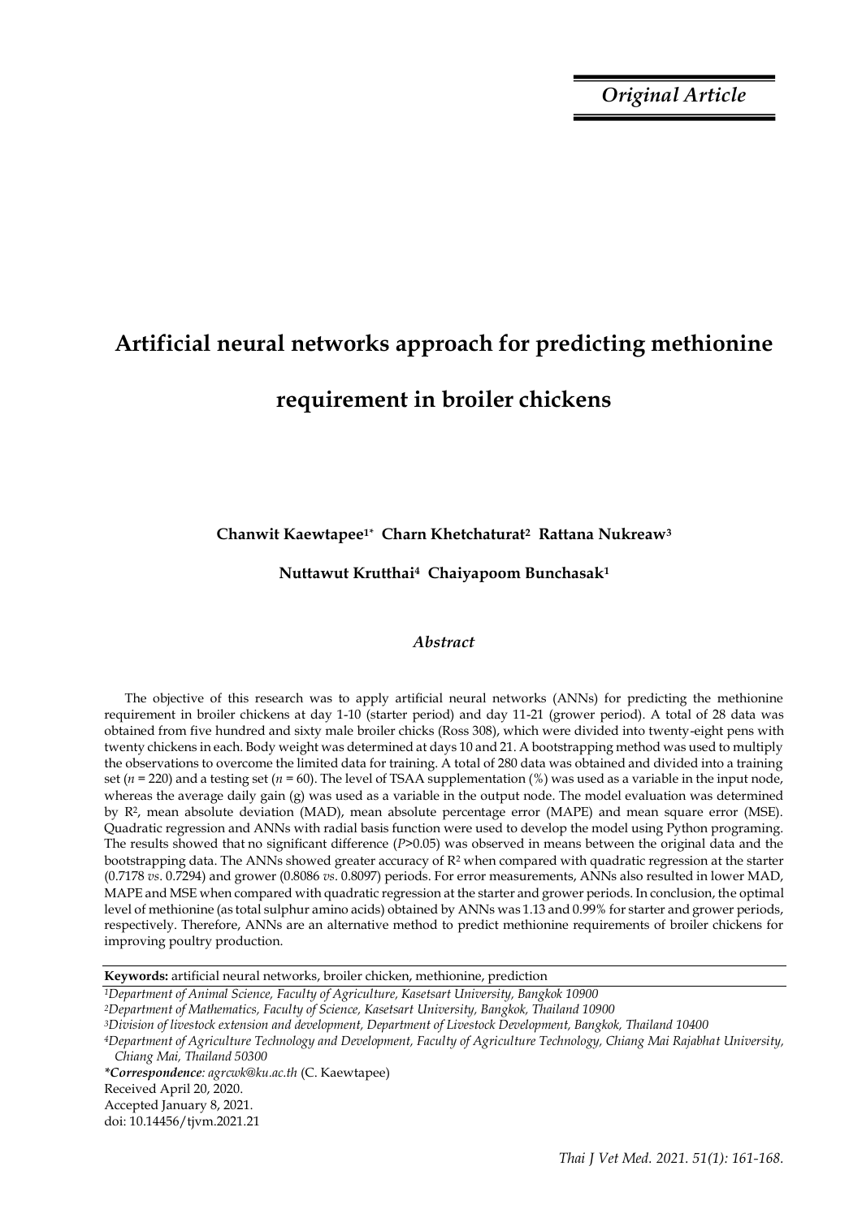*Original Article*

# Artificial neural networks approach for predicting methionine requirement in broiler chickens

**Chanwit Kaewtapee[1*] Charn Khetchaturat[2] Rattana Nukreaw[3]**

**Nuttawut Krutthai[4] Chaiyapoom Bunchasak[1]**

### *Abstract*

The objective of this research was to apply artificial neural networks (ANNs) for predicting the methionine requirement in broiler chickens at day 1-10 (starter period) and day 11-21 (grower period). A total of 28 data was obtained from five hundred and sixty male broiler chicks (Ross 308), which were divided into twenty-eight pens with twenty chickens in each. Body weight was determined at days 10 and 21. A bootstrapping method was used to multiply the observations to overcome the limited data for training. A total of 280 data was obtained and divided into a training set ($n$ = 220) and a testing set ($n$ = 60). The level of TSAA supplementation (%) was used as a variable in the input node, whereas the average daily gain (g) was used as a variable in the output node. The model evaluation was determined by $R^2$, mean absolute deviation (MAD), mean absolute percentage error (MAPE) and mean square error (MSE). Quadratic regression and ANNs with radial basis function were used to develop the model using Python programing. The results showed that no significant difference ($P$>0.05) was observed in means between the original data and the bootstrapping data. The ANNs showed greater accuracy of $R^2$ when compared with quadratic regression at the starter (0.7178 *vs*. 0.7294) and grower (0.8086 *vs*. 0.8097) periods. For error measurements, ANNs also resulted in lower MAD, MAPE and MSE when compared with quadratic regression at the starter and grower periods. In conclusion, the optimal level of methionine (as total sulphur amino acids) obtained by ANNs was 1.13 and 0.99% for starter and grower periods, respectively. Therefore, ANNs are an alternative method to predict methionine requirements of broiler chickens for improving poultry production.

**Keywords:** artificial neural networks, broiler chicken, methionine, prediction

[1]*Department of Animal Science, Faculty of Agriculture, Kasetsart University, Bangkok 10900*

[2]*Department of Mathematics, Faculty of Science, Kasetsart University, Bangkok, Thailand 10900*

[3]*Division of livestock extension and development, Department of Livestock Development, Bangkok, Thailand 10400*

[4]*Department of Agriculture Technology and Development, Faculty of Agriculture Technology, Chiang Mai Rajabhat University, Chiang Mai, Thailand 50300*

***Correspondence**: agrcwk@ku.ac.th* (C. Kaewtapee)

Received April 20, 2020.

Accepted January 8, 2021.

doi: 10.14456/tjvm.2021.21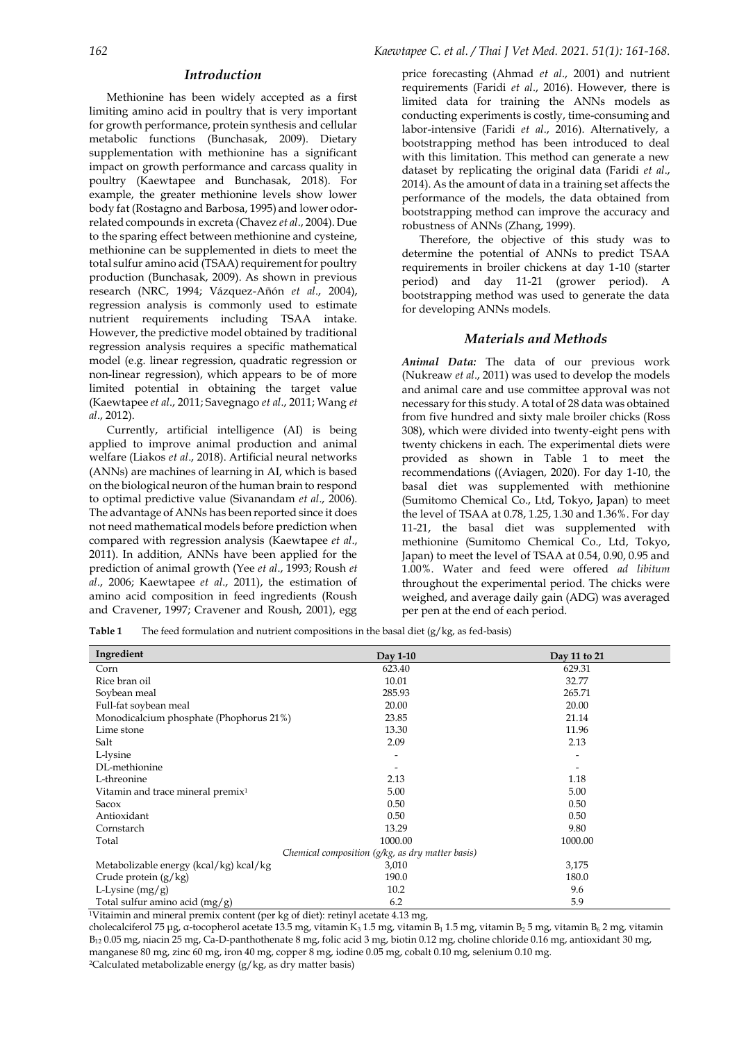## Introduction

Methionine has been widely accepted as a first limiting amino acid in poultry that is very important for growth performance, protein synthesis and cellular metabolic functions (Bunchasak, 2009). Dietary supplementation with methionine has a significant impact on growth performance and carcass quality in poultry (Kaewtapee and Bunchasak, 2018). For example, the greater methionine levels show lower body fat (Rostagno and Barbosa, 1995) and lower odor-related compounds in excreta (Chavez *et al*., 2004). Due to the sparing effect between methionine and cysteine, methionine can be supplemented in diets to meet the total sulfur amino acid (TSAA) requirement for poultry production (Bunchasak, 2009). As shown in previous research (NRC, 1994; Vázquez-Añón *et al*., 2004), regression analysis is commonly used to estimate nutrient requirements including TSAA intake. However, the predictive model obtained by traditional regression analysis requires a specific mathematical model (e.g. linear regression, quadratic regression or non-linear regression), which appears to be of more limited potential in obtaining the target value (Kaewtapee *et al*., 2011; Savegnago *et al*., 2011; Wang *et al*., 2012).

Currently, artificial intelligence (AI) is being applied to improve animal production and animal welfare (Liakos *et al*., 2018). Artificial neural networks (ANNs) are machines of learning in AI, which is based on the biological neuron of the human brain to respond to optimal predictive value (Sivanandam *et al*., 2006). The advantage of ANNs has been reported since it does not need mathematical models before prediction when compared with regression analysis (Kaewtapee *et al*., 2011). In addition, ANNs have been applied for the prediction of animal growth (Yee *et al*., 1993; Roush *et al*., 2006; Kaewtapee *et al*., 2011), the estimation of amino acid composition in feed ingredients (Roush and Cravener, 1997; Cravener and Roush, 2001), egg price forecasting (Ahmad *et al*., 2001) and nutrient requirements (Faridi *et al*., 2016). However, there is limited data for training the ANNs models as conducting experiments is costly, time-consuming and labor-intensive (Faridi *et al*., 2016). Alternatively, a bootstrapping method has been introduced to deal with this limitation. This method can generate a new dataset by replicating the original data (Faridi *et al*., 2014). As the amount of data in a training set affects the performance of the models, the data obtained from bootstrapping method can improve the accuracy and robustness of ANNs (Zhang, 1999).

Therefore, the objective of this study was to determine the potential of ANNs to predict TSAA requirements in broiler chickens at day 1-10 (starter period) and day 11-21 (grower period). A bootstrapping method was used to generate the data for developing ANNs models.

## Materials and Methods

***Animal Data:*** The data of our previous work (Nukreaw *et al*., 2011) was used to develop the models and animal care and use committee approval was not necessary for this study. A total of 28 data was obtained from five hundred and sixty male broiler chicks (Ross 308), which were divided into twenty-eight pens with twenty chickens in each. The experimental diets were provided as shown in Table 1 to meet the recommendations ((Aviagen, 2020). For day 1-10, the basal diet was supplemented with methionine (Sumitomo Chemical Co., Ltd, Tokyo, Japan) to meet the level of TSAA at 0.78, 1.25, 1.30 and 1.36%. For day 11-21, the basal diet was supplemented with methionine (Sumitomo Chemical Co., Ltd, Tokyo, Japan) to meet the level of TSAA at 0.54, 0.90, 0.95 and 1.00%. Water and feed were offered *ad libitum* throughout the experimental period. The chicks were weighed, and average daily gain (ADG) was averaged per pen at the end of each period.

**Table 1** The feed formulation and nutrient compositions in the basal diet (g/kg, as fed-basis)

| Ingredient | Day 1-10 | Day 11 to 21 |
|---|---|---|
| Corn | 623.40 | 629.31 |
| Rice bran oil | 10.01 | 32.77 |
| Soybean meal | 285.93 | 265.71 |
| Full-fat soybean meal | 20.00 | 20.00 |
| Monodicalcium phosphate (Phophorus 21%) | 23.85 | 21.14 |
| Lime stone | 13.30 | 11.96 |
| Salt | 2.09 | 2.13 |
| L-lysine | - | - |
| DL-methionine | - | - |
| L-threonine | 2.13 | 1.18 |
| Vitamin and trace mineral premix[1] | 5.00 | 5.00 |
| Sacox | 0.50 | 0.50 |
| Antioxidant | 0.50 | 0.50 |
| Cornstarch | 13.29 | 9.80 |
| Total | 1000.00 | 1000.00 |
| *Chemical composition (g/kg, as dry matter basis)* | | |
| Metabolizable energy (kcal/kg) kcal/kg | 3,010 | 3,175 |
| Crude protein (g/kg) | 190.0 | 180.0 |
| L-Lysine (mg/g) | 10.2 | 9.6 |
| Total sulfur amino acid (mg/g) | 6.2 | 5.9 |

[1]Vitamin and mineral premix content (per kg of diet): retinyl acetate 4.13 mg, cholecalciferol 75 µg, α-tocopherol acetate 13.5 mg, vitamin $K_3$ 1.5 mg, vitamin $B_1$ 1.5 mg, vitamin $B_2$ 5 mg, vitamin $B_6$ 2 mg, vitamin $B_{12}$ 0.05 mg, niacin 25 mg, Ca-D-panthothenate 8 mg, folic acid 3 mg, biotin 0.12 mg, choline chloride 0.16 mg, antioxidant 30 mg, manganese 80 mg, zinc 60 mg, iron 40 mg, copper 8 mg, iodine 0.05 mg, cobalt 0.10 mg, selenium 0.10 mg.

[2]Calculated metabolizable energy (g/kg, as dry matter basis)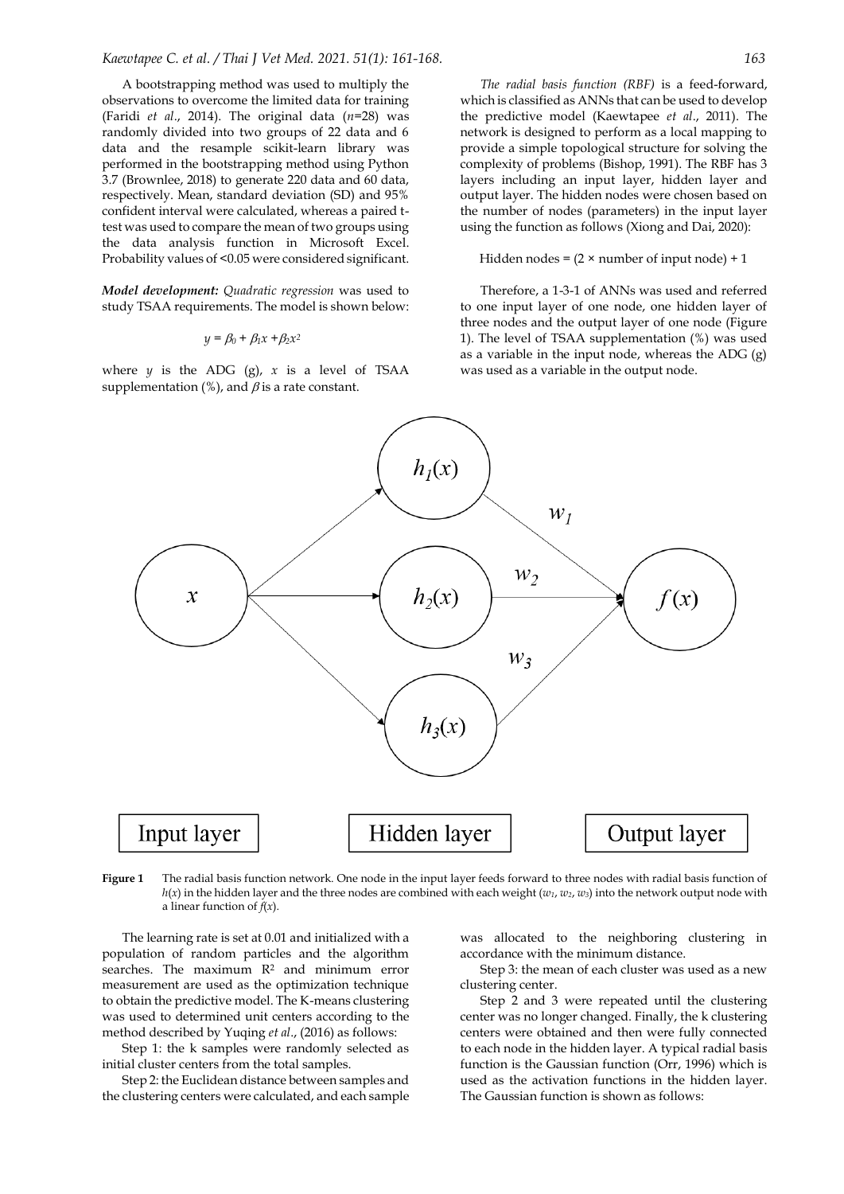A bootstrapping method was used to multiply the observations to overcome the limited data for training (Faridi *et al*., 2014). The original data ($n$=28) was randomly divided into two groups of 22 data and 6 data and the resample scikit-learn library was performed in the bootstrapping method using Python 3.7 (Brownlee, 2018) to generate 220 data and 60 data, respectively. Mean, standard deviation (SD) and 95% confident interval were calculated, whereas a paired t-test was used to compare the mean of two groups using the data analysis function in Microsoft Excel. Probability values of <0.05 were considered significant.

***Model development:*** *Quadratic regression* was used to study TSAA requirements. The model is shown below:

$$y = \beta_0 + \beta_1 x + \beta_2 x^2$$

where $y$ is the ADG (g), $x$ is a level of TSAA supplementation (%), and $\beta$ is a rate constant.

*The radial basis function (RBF)* is a feed-forward, which is classified as ANNs that can be used to develop the predictive model (Kaewtapee *et al*., 2011). The network is designed to perform as a local mapping to provide a simple topological structure for solving the complexity of problems (Bishop, 1991). The RBF has 3 layers including an input layer, hidden layer and output layer. The hidden nodes were chosen based on the number of nodes (parameters) in the input layer using the function as follows (Xiong and Dai, 2020):

$$\text{Hidden nodes} = (2 \times \text{number of input node}) + 1$$

Therefore, a 1-3-1 of ANNs was used and referred to one input layer of one node, one hidden layer of three nodes and the output layer of one node (Figure 1). The level of TSAA supplementation (%) was used as a variable in the input node, whereas the ADG (g) was used as a variable in the output node.

**Figure 1** The radial basis function network. One node in the input layer feeds forward to three nodes with radial basis function of $h(x)$ in the hidden layer and the three nodes are combined with each weight ($w_1$, $w_2$, $w_3$) into the network output node with a linear function of $f(x)$.

The learning rate is set at 0.01 and initialized with a population of random particles and the algorithm searches. The maximum $R^2$ and minimum error measurement are used as the optimization technique to obtain the predictive model. The K-means clustering was used to determined unit centers according to the method described by Yuqing *et al*., (2016) as follows:

Step 1: the k samples were randomly selected as initial cluster centers from the total samples.

Step 2: the Euclidean distance between samples and the clustering centers were calculated, and each sample was allocated to the neighboring clustering in accordance with the minimum distance.

Step 3: the mean of each cluster was used as a new clustering center.

Step 2 and 3 were repeated until the clustering center was no longer changed. Finally, the k clustering centers were obtained and then were fully connected to each node in the hidden layer. A typical radial basis function is the Gaussian function (Orr, 1996) which is used as the activation functions in the hidden layer. The Gaussian function is shown as follows: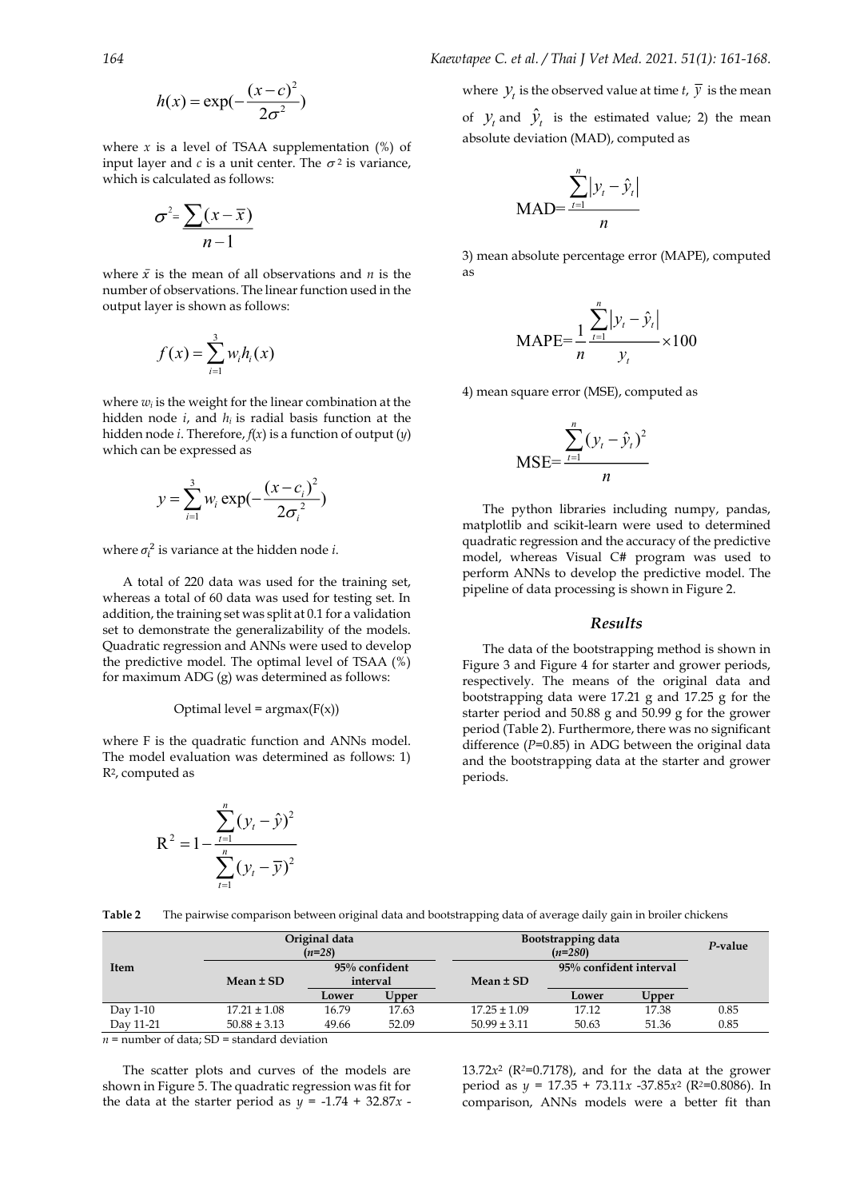$$h(x) = \exp(-\frac{(x-c)^2}{2\sigma^2})$$

where $x$ is a level of TSAA supplementation (%) of input layer and $c$ is a unit center. The $\sigma^2$ is variance, which is calculated as follows:

$$\sigma^2 = \frac{\sum(x-\bar{x})}{n-1}$$

where $\bar{x}$ is the mean of all observations and $n$ is the number of observations. The linear function used in the output layer is shown as follows:

$$f(x) = \sum_{i=1}^{3} w_i h_i(x)$$

where $w_i$ is the weight for the linear combination at the hidden node $i$, and $h_i$ is radial basis function at the hidden node $i$. Therefore, $f(x)$ is a function of output ($y$) which can be expressed as

$$y = \sum_{i=1}^{3} w_i \exp(-\frac{(x-c_i)^2}{2\sigma_i^2})$$

where $\sigma_i^2$ is variance at the hidden node $i$.

A total of 220 data was used for the training set, whereas a total of 60 data was used for testing set. In addition, the training set was split at 0.1 for a validation set to demonstrate the generalizability of the models. Quadratic regression and ANNs were used to develop the predictive model. The optimal level of TSAA (%) for maximum ADG (g) was determined as follows:

Optimal level = argmax(F(x))

where F is the quadratic function and ANNs model. The model evaluation was determined as follows: 1) $R^2$, computed as

$$R^2 = 1 - \frac{\sum_{t=1}^{n}(y_t - \hat{y})^2}{\sum_{t=1}^{n}(y_t - \bar{y})^2}$$

where $y_t$ is the observed value at time $t$, $\bar{y}$ is the mean of $y_t$ and $\hat{y}_t$ is the estimated value; 2) the mean absolute deviation (MAD), computed as

$$\text{MAD} = \frac{\sum_{t=1}^{n}|y_t - \hat{y}_t|}{n}$$

3) mean absolute percentage error (MAPE), computed as

$$\text{MAPE} = \frac{1}{n}\frac{\sum_{t=1}^{n}|y_t - \hat{y}_t|}{y_t} \times 100$$

4) mean square error (MSE), computed as

$$\text{MSE} = \frac{\sum_{t=1}^{n}(y_t - \hat{y}_t)^2}{n}$$

The python libraries including numpy, pandas, matplotlib and scikit-learn were used to determined quadratic regression and the accuracy of the predictive model, whereas Visual C# program was used to perform ANNs to develop the predictive model. The pipeline of data processing is shown in Figure 2.

## Results

The data of the bootstrapping method is shown in Figure 3 and Figure 4 for starter and grower periods, respectively. The means of the original data and bootstrapping data were 17.21 g and 17.25 g for the starter period and 50.88 g and 50.99 g for the grower period (Table 2). Furthermore, there was no significant difference ($P$=0.85) in ADG between the original data and the bootstrapping data at the starter and grower periods.

**Table 2** The pairwise comparison between original data and bootstrapping data of average daily gain in broiler chickens

| Item | Original data ($n$=28) | | | Bootstrapping data ($n$=280) | | | $P$-value |
|---|---|---|---|---|---|---|---|
| | Mean ± SD | 95% confident interval | | Mean ± SD | 95% confident interval | | |
| | | Lower | Upper | | Lower | Upper | |
| Day 1-10 | 17.21 ± 1.08 | 16.79 | 17.63 | 17.25 ± 1.09 | 17.12 | 17.38 | 0.85 |
| Day 11-21 | 50.88 ± 3.13 | 49.66 | 52.09 | 50.99 ± 3.11 | 50.63 | 51.36 | 0.85 |

$n$ = number of data; SD = standard deviation

The scatter plots and curves of the models are shown in Figure 5. The quadratic regression was fit for the data at the starter period as $y$ = -1.74 + 32.87$x$ - 13.72$x^2$ ($R^2$=0.7178), and for the data at the grower period as $y$ = 17.35 + 73.11$x$ -37.85$x^2$ ($R^2$=0.8086). In comparison, ANNs models were a better fit than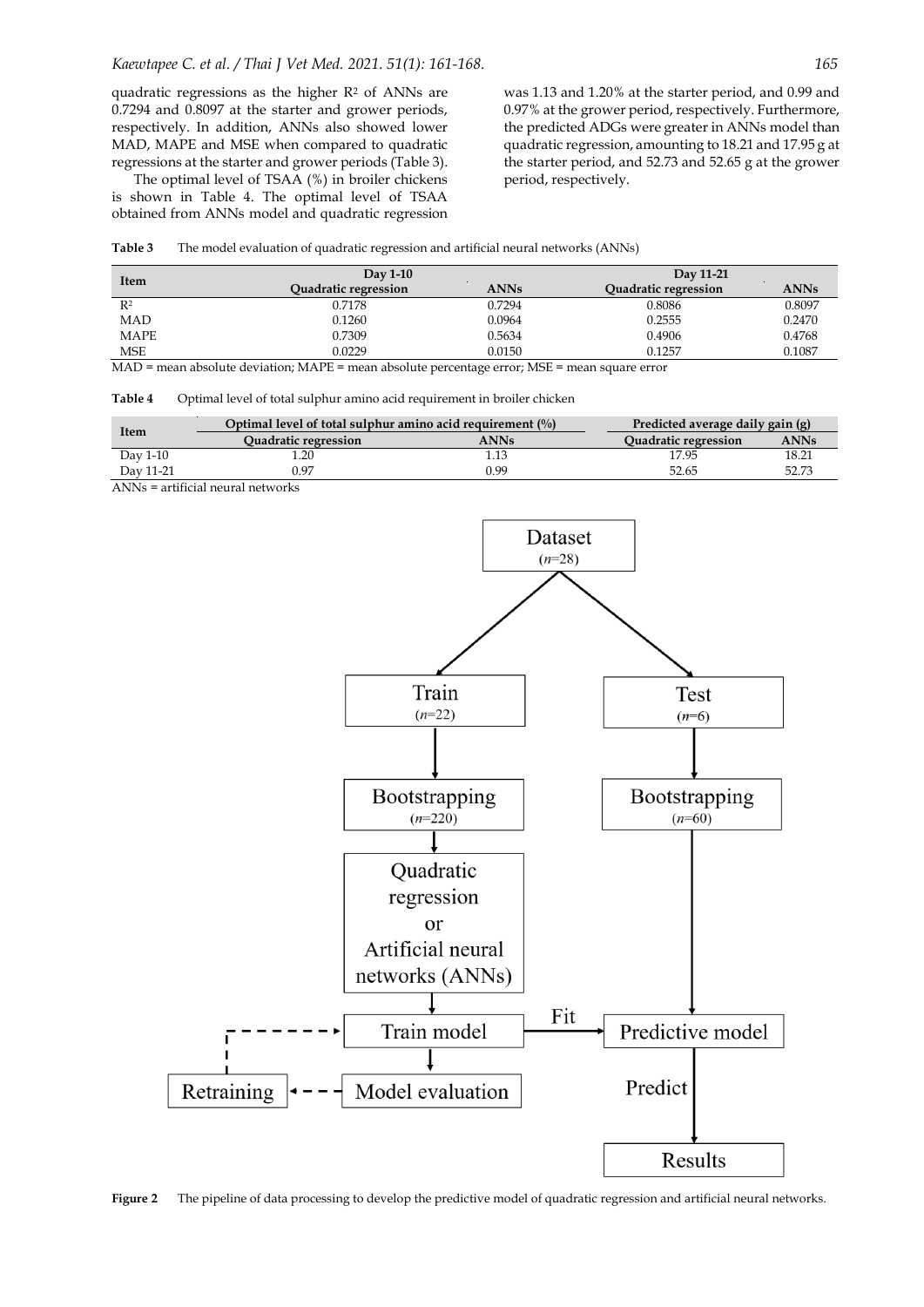quadratic regressions as the higher $R^2$ of ANNs are 0.7294 and 0.8097 at the starter and grower periods, respectively. In addition, ANNs also showed lower MAD, MAPE and MSE when compared to quadratic regressions at the starter and grower periods (Table 3).

The optimal level of TSAA (%) in broiler chickens is shown in Table 4. The optimal level of TSAA obtained from ANNs model and quadratic regression was 1.13 and 1.20% at the starter period, and 0.99 and 0.97% at the grower period, respectively. Furthermore, the predicted ADGs were greater in ANNs model than quadratic regression, amounting to 18.21 and 17.95 g at the starter period, and 52.73 and 52.65 g at the grower period, respectively.

**Table 3** The model evaluation of quadratic regression and artificial neural networks (ANNs)

| Item | Day 1-10 | | Day 11-21 | |
|---|---|---|---|---|
| | Quadratic regression | ANNs | Quadratic regression | ANNs |
| $R^2$ | 0.7178 | 0.7294 | 0.8086 | 0.8097 |
| MAD | 0.1260 | 0.0964 | 0.2555 | 0.2470 |
| MAPE | 0.7309 | 0.5634 | 0.4906 | 0.4768 |
| MSE | 0.0229 | 0.0150 | 0.1257 | 0.1087 |

MAD = mean absolute deviation; MAPE = mean absolute percentage error; MSE = mean square error

**Table 4** Optimal level of total sulphur amino acid requirement in broiler chicken

| Item | Optimal level of total sulphur amino acid requirement (%) | | Predicted average daily gain (g) | |
|---|---|---|---|---|
| | Quadratic regression | ANNs | Quadratic regression | ANNs |
| Day 1-10 | 1.20 | 1.13 | 17.95 | 18.21 |
| Day 11-21 | 0.97 | 0.99 | 52.65 | 52.73 |

ANNs = artificial neural networks

**Figure 2** The pipeline of data processing to develop the predictive model of quadratic regression and artificial neural networks.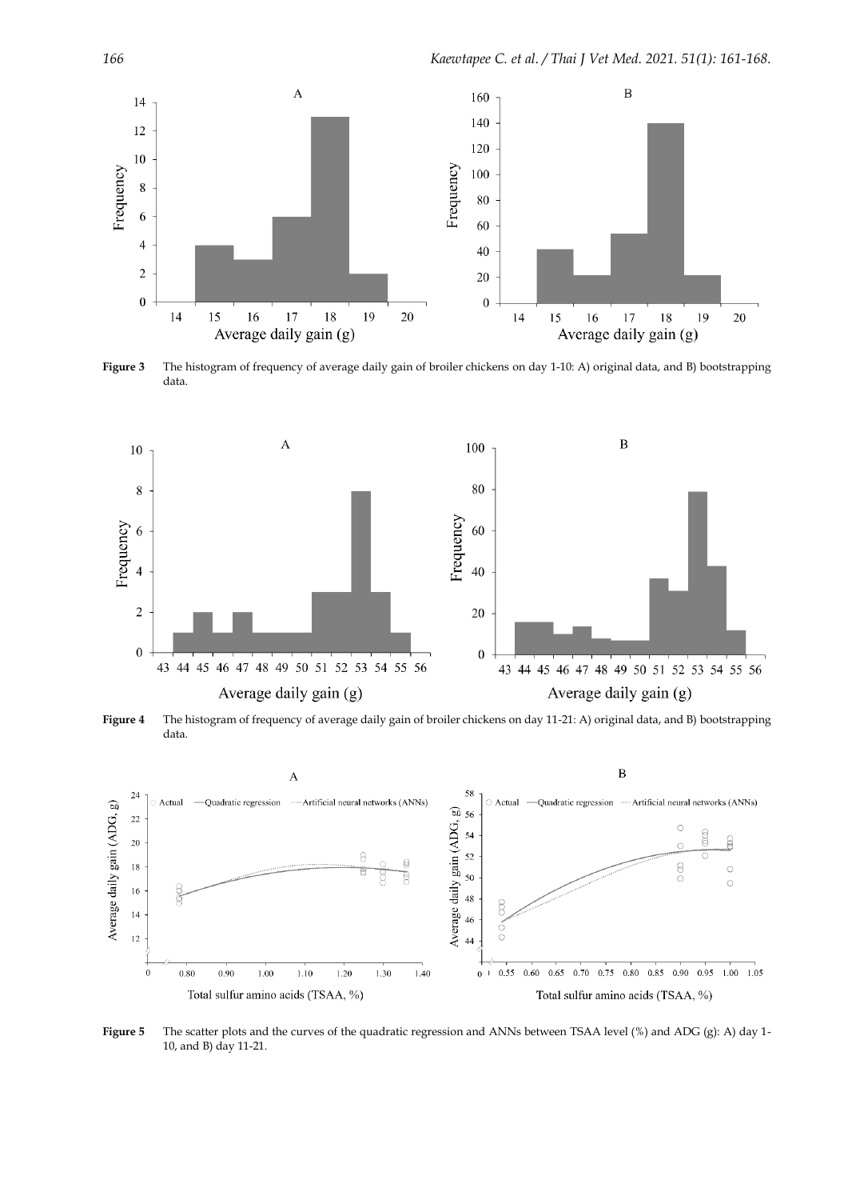**Figure 3** The histogram of frequency of average daily gain of broiler chickens on day 1-10: A) original data, and B) bootstrapping data.

**Figure 4** The histogram of frequency of average daily gain of broiler chickens on day 11-21: A) original data, and B) bootstrapping data.

**Figure 5** The scatter plots and the curves of the quadratic regression and ANNs between TSAA level (%) and ADG (g): A) day 1-10, and B) day 11-21.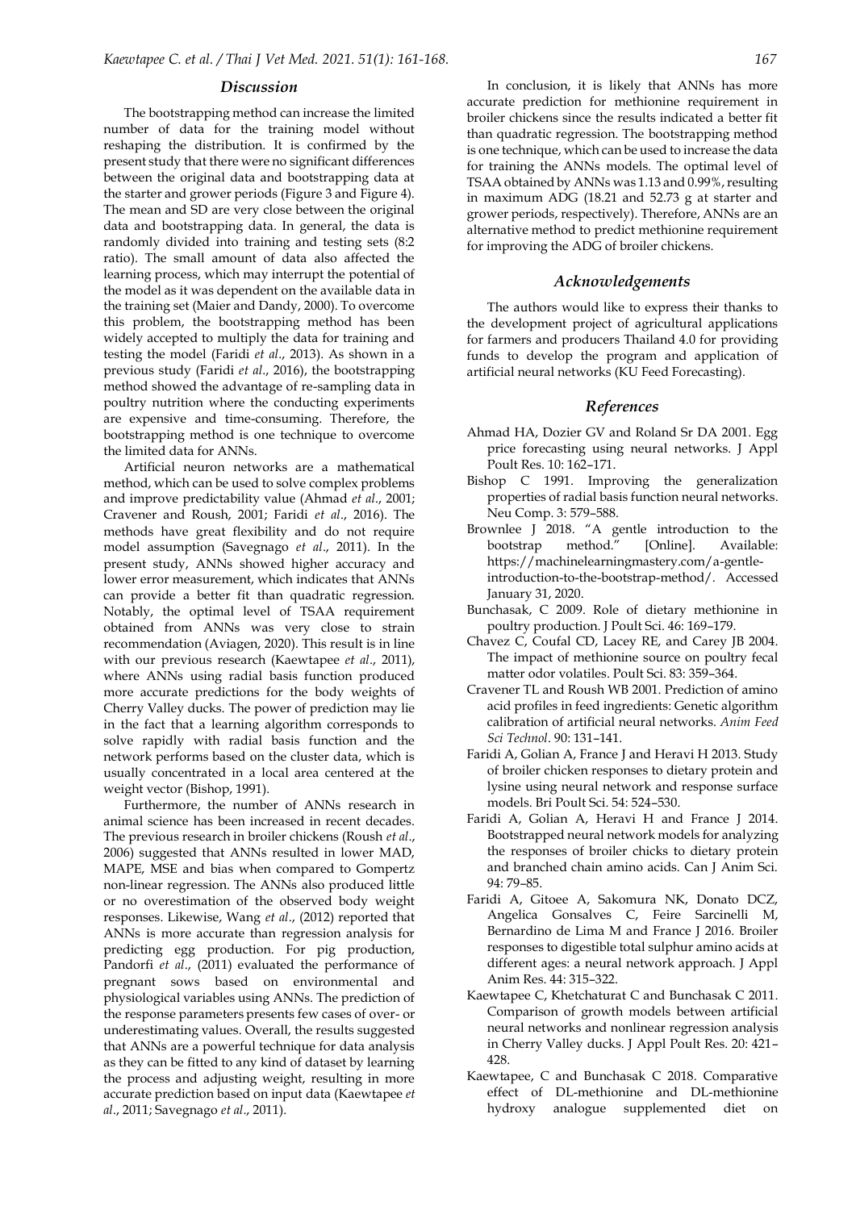## Discussion

The bootstrapping method can increase the limited number of data for the training model without reshaping the distribution. It is confirmed by the present study that there were no significant differences between the original data and bootstrapping data at the starter and grower periods (Figure 3 and Figure 4). The mean and SD are very close between the original data and bootstrapping data. In general, the data is randomly divided into training and testing sets (8:2 ratio). The small amount of data also affected the learning process, which may interrupt the potential of the model as it was dependent on the available data in the training set (Maier and Dandy, 2000). To overcome this problem, the bootstrapping method has been widely accepted to multiply the data for training and testing the model (Faridi *et al*., 2013). As shown in a previous study (Faridi *et al*., 2016), the bootstrapping method showed the advantage of re-sampling data in poultry nutrition where the conducting experiments are expensive and time-consuming. Therefore, the bootstrapping method is one technique to overcome the limited data for ANNs.

Artificial neuron networks are a mathematical method, which can be used to solve complex problems and improve predictability value (Ahmad *et al*., 2001; Cravener and Roush, 2001; Faridi *et al*., 2016). The methods have great flexibility and do not require model assumption (Savegnago *et al*., 2011). In the present study, ANNs showed higher accuracy and lower error measurement, which indicates that ANNs can provide a better fit than quadratic regression. Notably, the optimal level of TSAA requirement obtained from ANNs was very close to strain recommendation (Aviagen, 2020). This result is in line with our previous research (Kaewtapee *et al*., 2011), where ANNs using radial basis function produced more accurate predictions for the body weights of Cherry Valley ducks. The power of prediction may lie in the fact that a learning algorithm corresponds to solve rapidly with radial basis function and the network performs based on the cluster data, which is usually concentrated in a local area centered at the weight vector (Bishop, 1991).

Furthermore, the number of ANNs research in animal science has been increased in recent decades. The previous research in broiler chickens (Roush *et al*., 2006) suggested that ANNs resulted in lower MAD, MAPE, MSE and bias when compared to Gompertz non-linear regression. The ANNs also produced little or no overestimation of the observed body weight responses. Likewise, Wang *et al*., (2012) reported that ANNs is more accurate than regression analysis for predicting egg production. For pig production, Pandorfi *et al*., (2011) evaluated the performance of pregnant sows based on environmental and physiological variables using ANNs. The prediction of the response parameters presents few cases of over- or underestimating values. Overall, the results suggested that ANNs are a powerful technique for data analysis as they can be fitted to any kind of dataset by learning the process and adjusting weight, resulting in more accurate prediction based on input data (Kaewtapee *et al*., 2011; Savegnago *et al*., 2011).

In conclusion, it is likely that ANNs has more accurate prediction for methionine requirement in broiler chickens since the results indicated a better fit than quadratic regression. The bootstrapping method is one technique, which can be used to increase the data for training the ANNs models. The optimal level of TSAA obtained by ANNs was 1.13 and 0.99%, resulting in maximum ADG (18.21 and 52.73 g at starter and grower periods, respectively). Therefore, ANNs are an alternative method to predict methionine requirement for improving the ADG of broiler chickens.

## Acknowledgements

The authors would like to express their thanks to the development project of agricultural applications for farmers and producers Thailand 4.0 for providing funds to develop the program and application of artificial neural networks (KU Feed Forecasting).

## References

Ahmad HA, Dozier GV and Roland Sr DA 2001. Egg price forecasting using neural networks. J Appl Poult Res. 10: 162–171.

Bishop C 1991. Improving the generalization properties of radial basis function neural networks. Neu Comp. 3: 579–588.

Brownlee J 2018. "A gentle introduction to the bootstrap method." [Online]. Available: https://machinelearningmastery.com/a-gentle-introduction-to-the-bootstrap-method/. Accessed January 31, 2020.

Bunchasak, C 2009. Role of dietary methionine in poultry production. J Poult Sci. 46: 169–179.

Chavez C, Coufal CD, Lacey RE, and Carey JB 2004. The impact of methionine source on poultry fecal matter odor volatiles. Poult Sci. 83: 359–364.

Cravener TL and Roush WB 2001. Prediction of amino acid profiles in feed ingredients: Genetic algorithm calibration of artificial neural networks. *Anim Feed Sci Technol*. 90: 131–141.

Faridi A, Golian A, France J and Heravi H 2013. Study of broiler chicken responses to dietary protein and lysine using neural network and response surface models. Bri Poult Sci. 54: 524–530.

Faridi A, Golian A, Heravi H and France J 2014. Bootstrapped neural network models for analyzing the responses of broiler chicks to dietary protein and branched chain amino acids. Can J Anim Sci. 94: 79–85.

Faridi A, Gitoee A, Sakomura NK, Donato DCZ, Angelica Gonsalves C, Feire Sarcinelli M, Bernardino de Lima M and France J 2016. Broiler responses to digestible total sulphur amino acids at different ages: a neural network approach. J Appl Anim Res. 44: 315–322.

Kaewtapee C, Khetchaturat C and Bunchasak C 2011. Comparison of growth models between artificial neural networks and nonlinear regression analysis in Cherry Valley ducks. J Appl Poult Res. 20: 421–428.

Kaewtapee, C and Bunchasak C 2018. Comparative effect of DL-methionine and DL-methionine hydroxy analogue supplemented diet on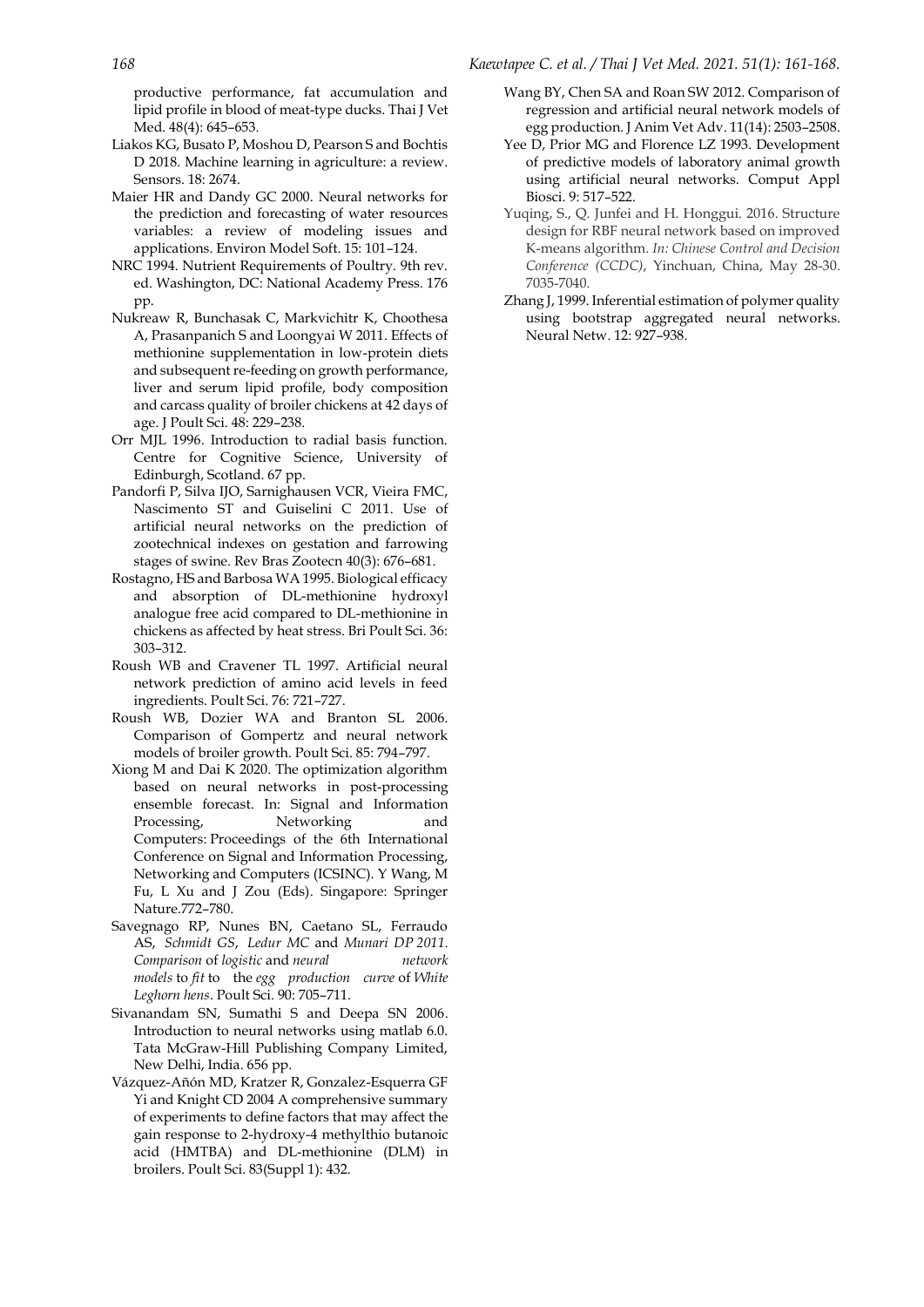productive performance, fat accumulation and lipid profile in blood of meat-type ducks. Thai J Vet Med. 48(4): 645–653.

Liakos KG, Busato P, Moshou D, Pearson S and Bochtis D 2018. Machine learning in agriculture: a review. Sensors. 18: 2674.

Maier HR and Dandy GC 2000. Neural networks for the prediction and forecasting of water resources variables: a review of modeling issues and applications. Environ Model Soft. 15: 101–124.

NRC 1994. Nutrient Requirements of Poultry. 9th rev. ed. Washington, DC: National Academy Press. 176 pp.

Nukreaw R, Bunchasak C, Markvichitr K, Choothesa A, Prasanpanich S and Loongyai W 2011. Effects of methionine supplementation in low-protein diets and subsequent re-feeding on growth performance, liver and serum lipid profile, body composition and carcass quality of broiler chickens at 42 days of age. J Poult Sci. 48: 229–238.

Orr MJL 1996. Introduction to radial basis function. Centre for Cognitive Science, University of Edinburgh, Scotland. 67 pp.

Pandorfi P, Silva IJO, Sarnighausen VCR, Vieira FMC, Nascimento ST and Guiselini C 2011. Use of artificial neural networks on the prediction of zootechnical indexes on gestation and farrowing stages of swine. Rev Bras Zootecn 40(3): 676–681.

Rostagno, HS and Barbosa WA 1995. Biological efficacy and absorption of DL-methionine hydroxyl analogue free acid compared to DL-methionine in chickens as affected by heat stress. Bri Poult Sci. 36: 303–312.

Roush WB and Cravener TL 1997. Artificial neural network prediction of amino acid levels in feed ingredients. Poult Sci. 76: 721–727.

Roush WB, Dozier WA and Branton SL 2006. Comparison of Gompertz and neural network models of broiler growth. Poult Sci. 85: 794–797.

Xiong M and Dai K 2020. The optimization algorithm based on neural networks in post-processing ensemble forecast. In: Signal and Information Processing, Networking and Computers: Proceedings of the 6th International Conference on Signal and Information Processing, Networking and Computers (ICSINC). Y Wang, M Fu, L Xu and J Zou (Eds). Singapore: Springer Nature.772–780.

Savegnago RP, Nunes BN, Caetano SL, Ferraudo AS, *Schmidt GS*, *Ledur MC* and *Munari DP 2011*. *Comparison* of *logistic* and *neural network models* to *fit* to the *egg production curve* of *White Leghorn hens*. Poult Sci. 90: 705–711.

Sivanandam SN, Sumathi S and Deepa SN 2006. Introduction to neural networks using matlab 6.0. Tata McGraw-Hill Publishing Company Limited, New Delhi, India. 656 pp.

Vázquez-Añón MD, Kratzer R, Gonzalez-Esquerra GF Yi and Knight CD 2004 A comprehensive summary of experiments to define factors that may affect the gain response to 2-hydroxy-4 methylthio butanoic acid (HMTBA) and DL-methionine (DLM) in broilers. Poult Sci. 83(Suppl 1): 432.

Wang BY, Chen SA and Roan SW 2012. Comparison of regression and artificial neural network models of egg production. J Anim Vet Adv. 11(14): 2503–2508.

Yee D, Prior MG and Florence LZ 1993. Development of predictive models of laboratory animal growth using artificial neural networks. Comput Appl Biosci. 9: 517–522.

Yuqing, S., Q. Junfei and H. Honggui. 2016. Structure design for RBF neural network based on improved K-means algorithm. *In: Chinese Control and Decision Conference (CCDC)*, Yinchuan, China, May 28-30. 7035-7040.

Zhang J, 1999. Inferential estimation of polymer quality using bootstrap aggregated neural networks. Neural Netw. 12: 927–938.